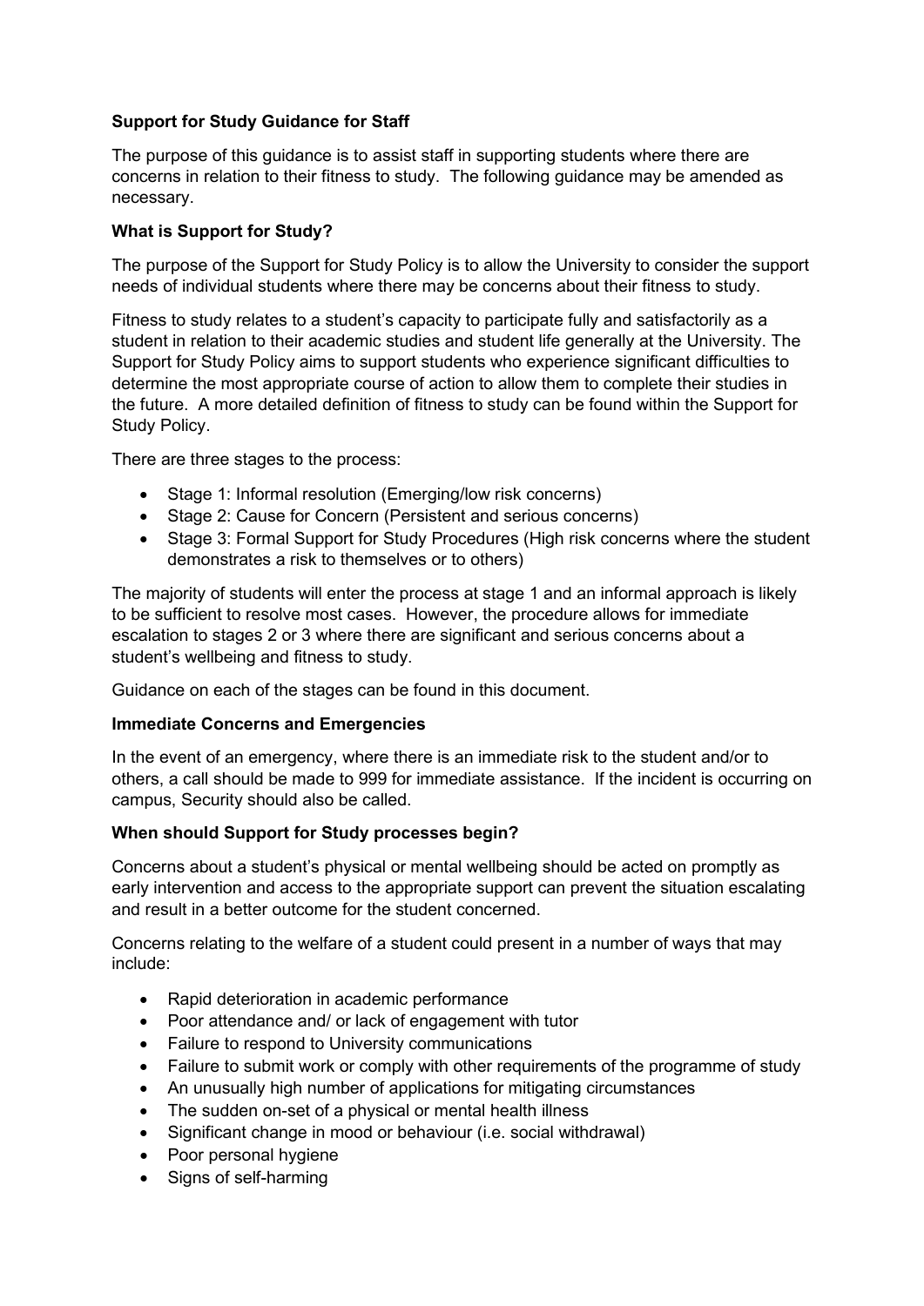# Support for Study Guidance for Staff

The purpose of this guidance is to assist staff in supporting students where there are concerns in relation to their fitness to study. The following guidance may be amended as necessary.

## What is Support for Study?

The purpose of the Support for Study Policy is to allow the University to consider the support needs of individual students where there may be concerns about their fitness to study.

Fitness to study relates to a student's capacity to participate fully and satisfactorily as a student in relation to their academic studies and student life generally at the University. The Support for Study Policy aims to support students who experience significant difficulties to determine the most appropriate course of action to allow them to complete their studies in the future. A more detailed definition of fitness to study can be found within the Support for Study Policy.

There are three stages to the process:

- Stage 1: Informal resolution (Emerging/low risk concerns)
- Stage 2: Cause for Concern (Persistent and serious concerns)
- Stage 3: Formal Support for Study Procedures (High risk concerns where the student demonstrates a risk to themselves or to others)

The majority of students will enter the process at stage 1 and an informal approach is likely to be sufficient to resolve most cases. However, the procedure allows for immediate escalation to stages 2 or 3 where there are significant and serious concerns about a student's wellbeing and fitness to study.

Guidance on each of the stages can be found in this document.

## Immediate Concerns and Emergencies

In the event of an emergency, where there is an immediate risk to the student and/or to others, a call should be made to 999 for immediate assistance. If the incident is occurring on campus, Security should also be called.

## When should Support for Study processes begin?

Concerns about a student's physical or mental wellbeing should be acted on promptly as early intervention and access to the appropriate support can prevent the situation escalating and result in a better outcome for the student concerned.

Concerns relating to the welfare of a student could present in a number of ways that may include:

- Rapid deterioration in academic performance
- Poor attendance and/ or lack of engagement with tutor
- Failure to respond to University communications
- Failure to submit work or comply with other requirements of the programme of study
- An unusually high number of applications for mitigating circumstances
- The sudden on-set of a physical or mental health illness
- Significant change in mood or behaviour (i.e. social withdrawal)
- Poor personal hygiene
- Signs of self-harming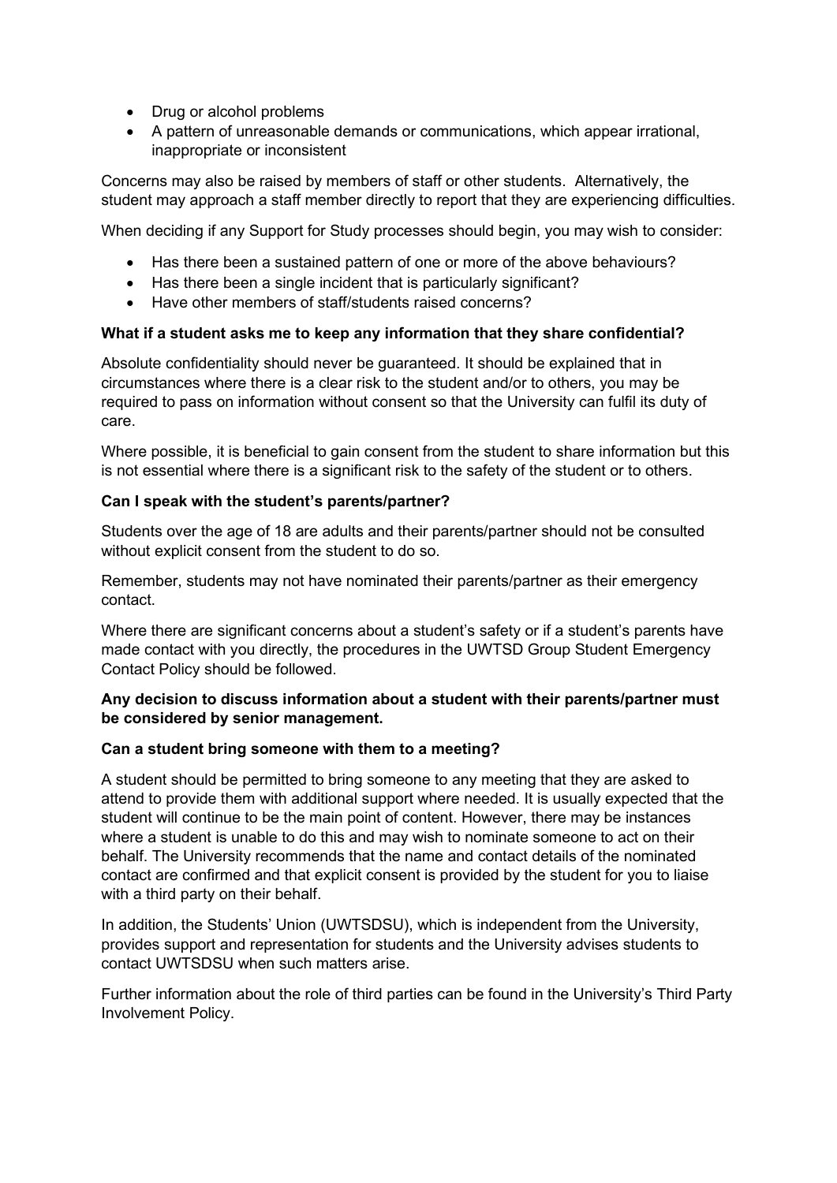- Drug or alcohol problems
- A pattern of unreasonable demands or communications, which appear irrational, inappropriate or inconsistent

Concerns may also be raised by members of staff or other students. Alternatively, the student may approach a staff member directly to report that they are experiencing difficulties.

When deciding if any Support for Study processes should begin, you may wish to consider:

- Has there been a sustained pattern of one or more of the above behaviours?
- Has there been a single incident that is particularly significant?
- Have other members of staff/students raised concerns?

**What if a student asks me to keep any information that they share confidential?**

Absolute confidentiality should never be guaranteed. It should be explained that in circumstances where there is a clear risk to the student and/or to others, you may be required to pass on information without consent so that the University can fulfil its duty of care.

Where possible, it is beneficial to gain consent from the student to share information but this is not essential where there is a significant risk to the safety of the student or to others.

**Can I speak with the student's parents/partner?**

Students over the age of 18 are adults and their parents/partner should not be consulted without explicit consent from the student to do so.

Remember, students may not have nominated their parents/partner as their emergency contact.

Where there are significant concerns about a student's safety or if a student's parents have made contact with you directly, the procedures in the UWTSD Group Student Emergency Contact Policy should be followed.

**Any decision to discuss information about a student with their parents/partner must be considered by senior management.**

**Can a student bring someone with them to a meeting?**

A student should be permitted to bring someone to any meeting that they are asked to attend to provide them with additional support where needed. It is usually expected that the student will continue to be the main point of content. However, there may be instances where a student is unable to do this and may wish to nominate someone to act on their behalf. The University recommends that the name and contact details of the nominated contact are confirmed and that explicit consent is provided by the student for you to liaise with a third party on their behalf.

In addition, the Students' Union (UWTSDSU), which is independent from the University, provides support and representation for students and the University advises students to contact UWTSDSU when such matters arise.

Further information about the role of third parties can be found in the University's Third Party Involvement Policy.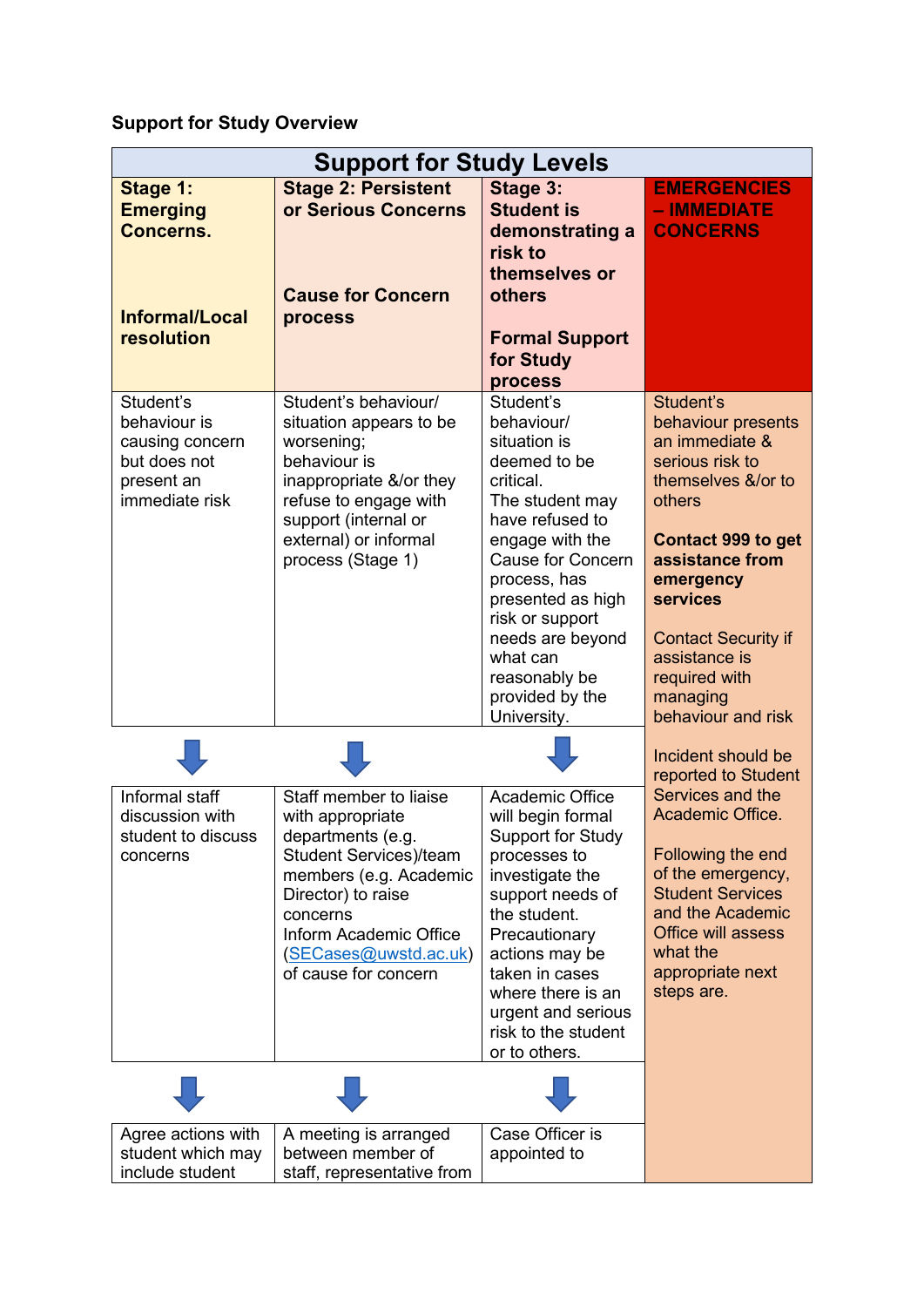**Support for Study Overview**

| Support for Study Levels | | | |
|---|---|---|---|
| **Stage 1: Emerging Concerns.**<br><br>**Informal/Local resolution** | **Stage 2: Persistent or Serious Concerns**<br><br>**Cause for Concern process** | **Stage 3: Student is demonstrating a risk to themselves or others**<br><br>**Formal Support for Study process** | **EMERGENCIES – IMMEDIATE CONCERNS** |
| Student's behaviour is causing concern but does not present an immediate risk | Student's behaviour/ situation appears to be worsening; behaviour is inappropriate &/or they refuse to engage with support (internal or external) or informal process (Stage 1) | Student's behaviour/ situation is deemed to be critical. The student may have refused to engage with the Cause for Concern process, has presented as high risk or support needs are beyond what can reasonably be provided by the University. | Student's behaviour presents an immediate & serious risk to themselves &/or to others<br><br>**Contact 999 to get assistance from emergency services**<br><br>Contact Security if assistance is required with managing behaviour and risk<br><br>Incident should be reported to Student Services and the Academic Office.<br><br>Following the end of the emergency, Student Services and the Academic Office will assess what the appropriate next steps are. |
| ↓ | ↓ | ↓ | |
| Informal staff discussion with student to discuss concerns | Staff member to liaise with appropriate departments (e.g. Student Services)/team members (e.g. Academic Director) to raise concerns<br>Inform Academic Office (SECases@uwstd.ac.uk) of cause for concern | Academic Office will begin formal Support for Study processes to investigate the support needs of the student. Precautionary actions may be taken in cases where there is an urgent and serious risk to the student or to others. | |
| ↓ | ↓ | ↓ | |
| Agree actions with student which may include student | A meeting is arranged between member of staff, representative from | Case Officer is appointed to | |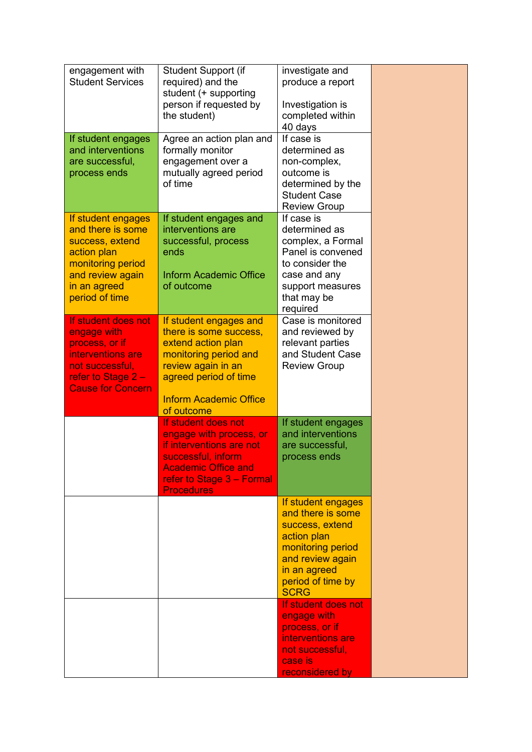| | | | |
|---|---|---|---|
| engagement with Student Services | Student Support (if required) and the student (+ supporting person if requested by the student) | investigate and produce a report<br><br>Investigation is completed within 40 days | |
| If student engages and interventions are successful, process ends | Agree an action plan and formally monitor engagement over a mutually agreed period of time | If case is determined as non-complex, outcome is determined by the Student Case Review Group | |
| If student engages and there is some success, extend action plan monitoring period and review again in an agreed period of time | If student engages and interventions are successful, process ends<br><br>Inform Academic Office of outcome | If case is determined as complex, a Formal Panel is convened to consider the case and any support measures that may be required | |
| If student does not engage with process, or if interventions are not successful, refer to Stage 2 – Cause for Concern | If student engages and there is some success, extend action plan monitoring period and review again in an agreed period of time<br><br>Inform Academic Office of outcome | Case is monitored and reviewed by relevant parties and Student Case Review Group | |
| | If student does not engage with process, or if interventions are not successful, inform Academic Office and refer to Stage 3 – Formal Procedures | If student engages and interventions are successful, process ends | |
| | | If student engages and there is some success, extend action plan monitoring period and review again in an agreed period of time by SCRG | |
| | | If student does not engage with process, or if interventions are not successful, case is reconsidered by | |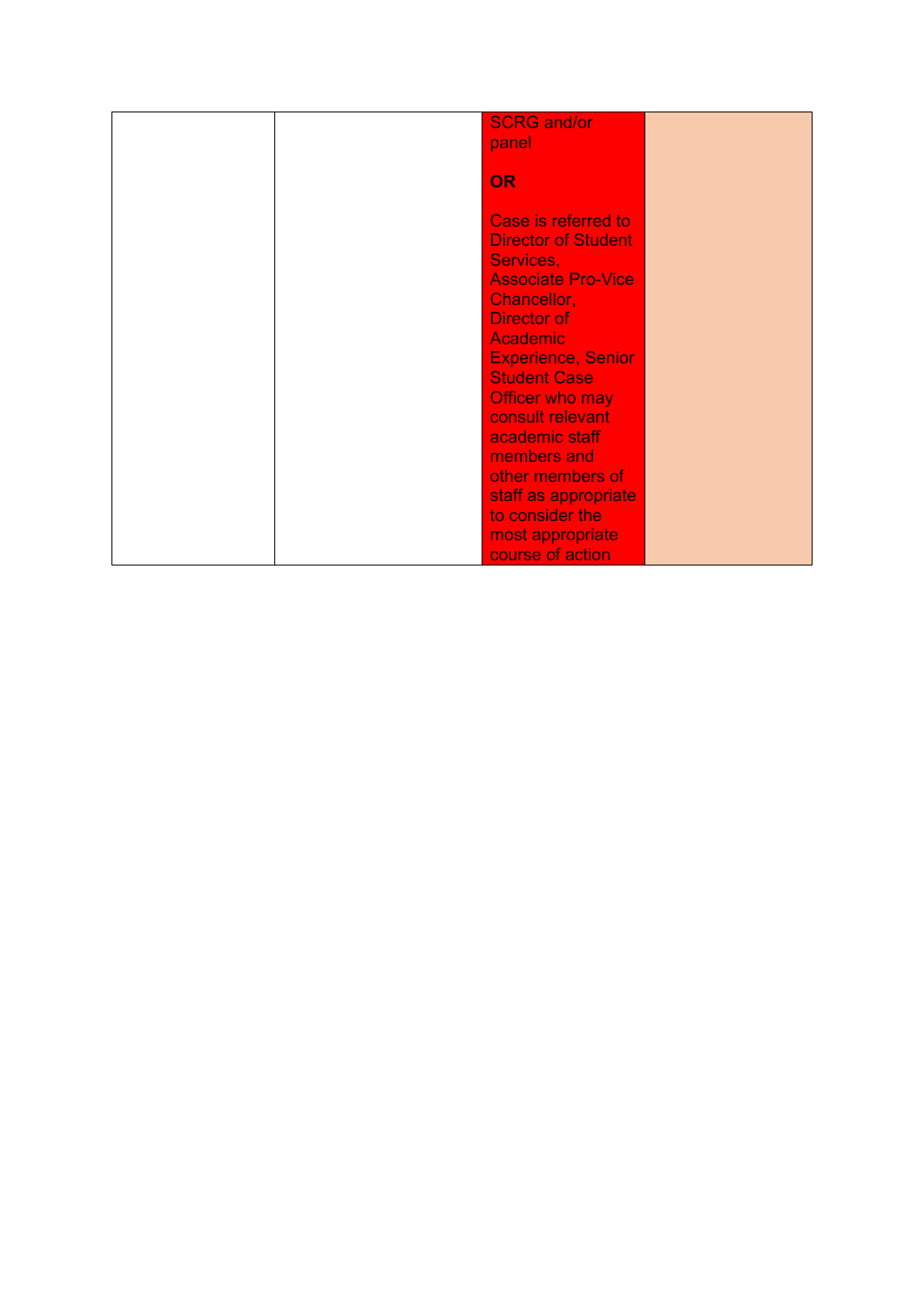|  |  |  |  |
|---|---|---|---|
|  |  | SCRG and/or panel<br><br>**OR**<br><br>Case is referred to Director of Student Services, Associate Pro-Vice Chancellor, Director of Academic Experience, Senior Student Case Officer who may consult relevant academic staff members and other members of staff as appropriate to consider the most appropriate course of action |  |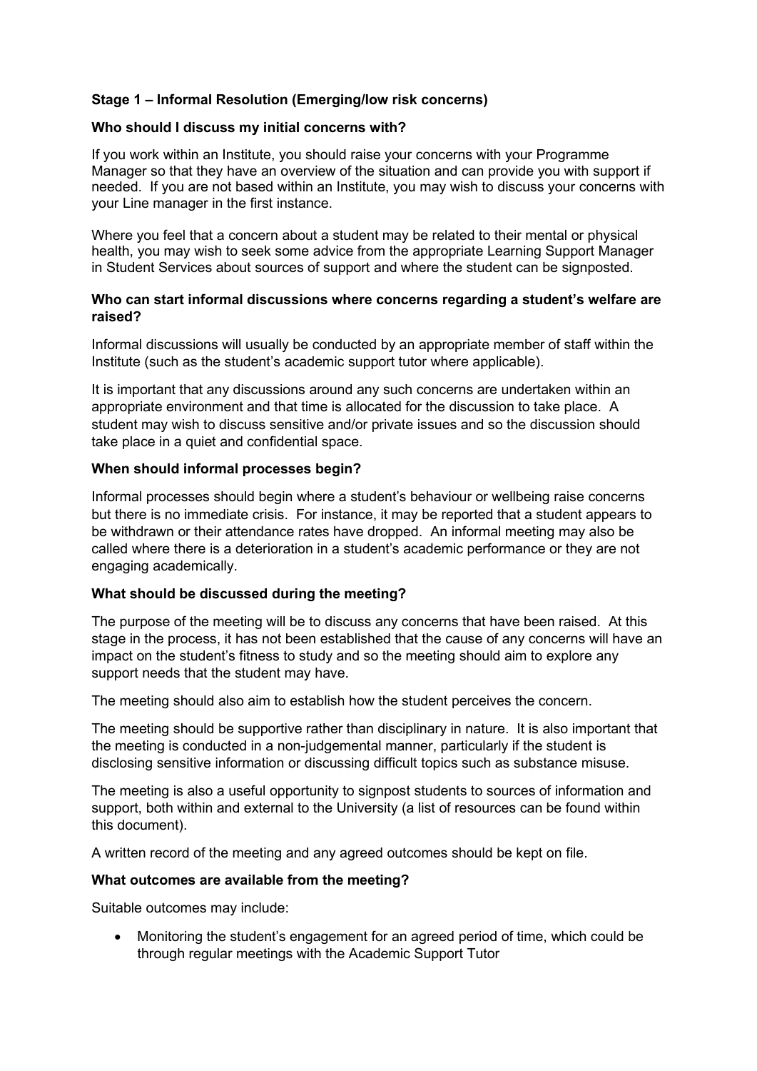### Stage 1 – Informal Resolution (Emerging/low risk concerns)

**Who should I discuss my initial concerns with?**

If you work within an Institute, you should raise your concerns with your Programme Manager so that they have an overview of the situation and can provide you with support if needed. If you are not based within an Institute, you may wish to discuss your concerns with your Line manager in the first instance.

Where you feel that a concern about a student may be related to their mental or physical health, you may wish to seek some advice from the appropriate Learning Support Manager in Student Services about sources of support and where the student can be signposted.

**Who can start informal discussions where concerns regarding a student's welfare are raised?**

Informal discussions will usually be conducted by an appropriate member of staff within the Institute (such as the student's academic support tutor where applicable).

It is important that any discussions around any such concerns are undertaken within an appropriate environment and that time is allocated for the discussion to take place. A student may wish to discuss sensitive and/or private issues and so the discussion should take place in a quiet and confidential space.

**When should informal processes begin?**

Informal processes should begin where a student's behaviour or wellbeing raise concerns but there is no immediate crisis. For instance, it may be reported that a student appears to be withdrawn or their attendance rates have dropped. An informal meeting may also be called where there is a deterioration in a student's academic performance or they are not engaging academically.

**What should be discussed during the meeting?**

The purpose of the meeting will be to discuss any concerns that have been raised. At this stage in the process, it has not been established that the cause of any concerns will have an impact on the student's fitness to study and so the meeting should aim to explore any support needs that the student may have.

The meeting should also aim to establish how the student perceives the concern.

The meeting should be supportive rather than disciplinary in nature. It is also important that the meeting is conducted in a non-judgemental manner, particularly if the student is disclosing sensitive information or discussing difficult topics such as substance misuse.

The meeting is also a useful opportunity to signpost students to sources of information and support, both within and external to the University (a list of resources can be found within this document).

A written record of the meeting and any agreed outcomes should be kept on file.

**What outcomes are available from the meeting?**

Suitable outcomes may include:

- Monitoring the student's engagement for an agreed period of time, which could be through regular meetings with the Academic Support Tutor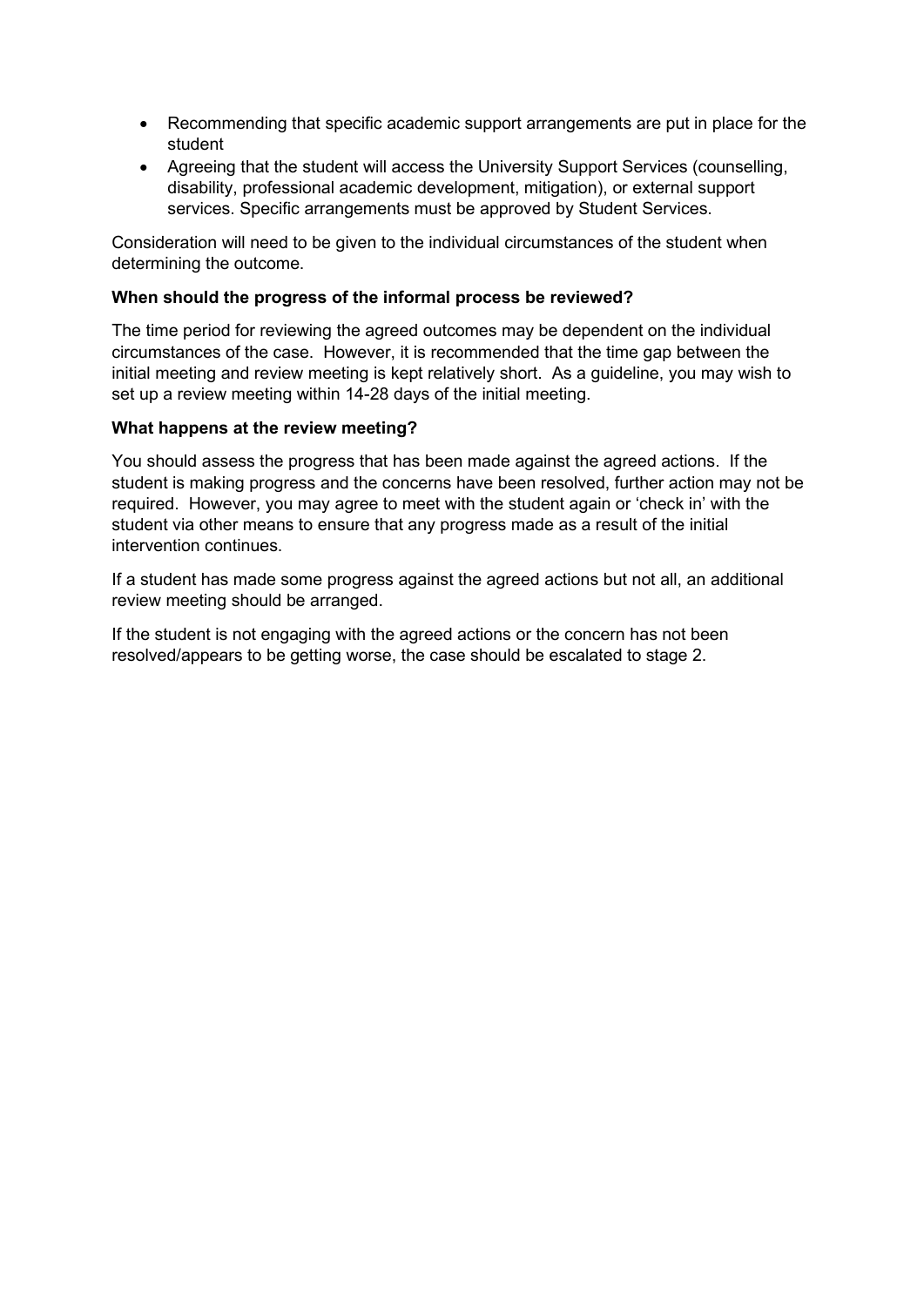- Recommending that specific academic support arrangements are put in place for the student
- Agreeing that the student will access the University Support Services (counselling, disability, professional academic development, mitigation), or external support services. Specific arrangements must be approved by Student Services.

Consideration will need to be given to the individual circumstances of the student when determining the outcome.

**When should the progress of the informal process be reviewed?**

The time period for reviewing the agreed outcomes may be dependent on the individual circumstances of the case. However, it is recommended that the time gap between the initial meeting and review meeting is kept relatively short. As a guideline, you may wish to set up a review meeting within 14-28 days of the initial meeting.

**What happens at the review meeting?**

You should assess the progress that has been made against the agreed actions. If the student is making progress and the concerns have been resolved, further action may not be required. However, you may agree to meet with the student again or 'check in' with the student via other means to ensure that any progress made as a result of the initial intervention continues.

If a student has made some progress against the agreed actions but not all, an additional review meeting should be arranged.

If the student is not engaging with the agreed actions or the concern has not been resolved/appears to be getting worse, the case should be escalated to stage 2.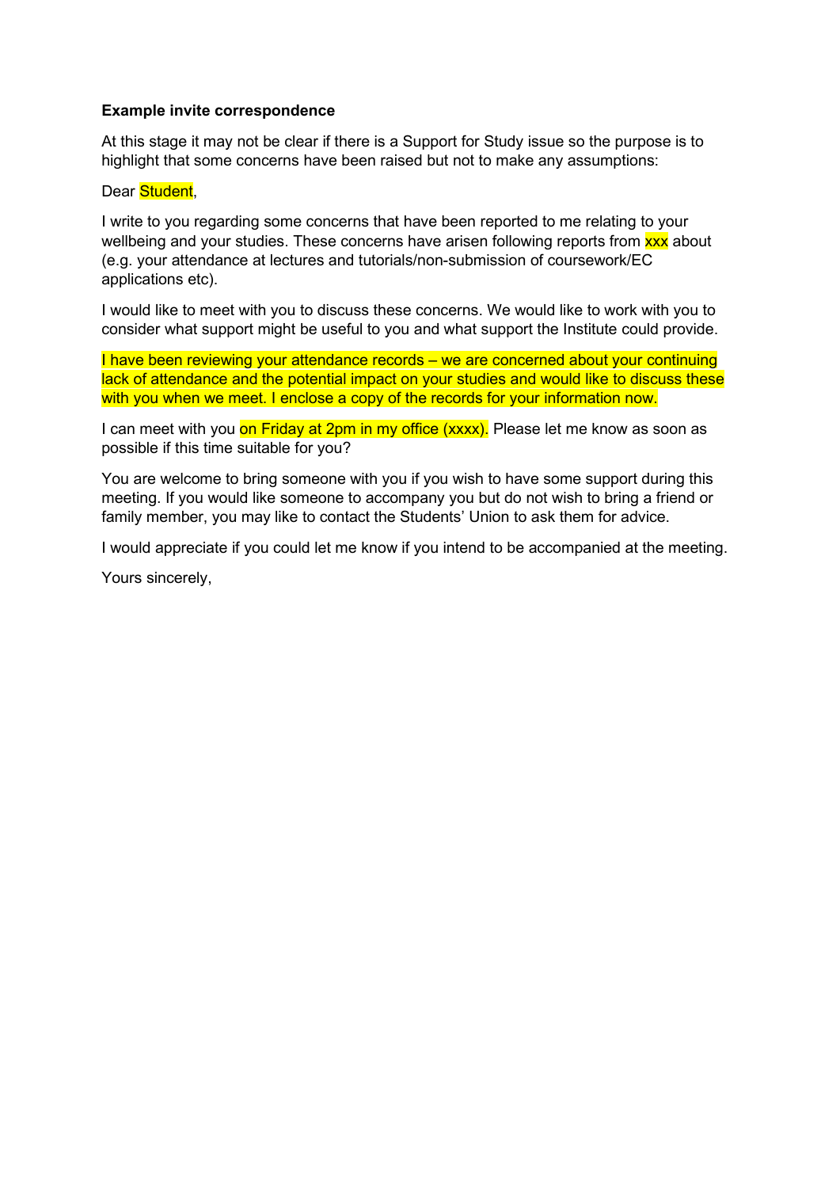**Example invite correspondence**

At this stage it may not be clear if there is a Support for Study issue so the purpose is to highlight that some concerns have been raised but not to make any assumptions:

Dear Student,

I write to you regarding some concerns that have been reported to me relating to your wellbeing and your studies. These concerns have arisen following reports from xxx about (e.g. your attendance at lectures and tutorials/non-submission of coursework/EC applications etc).

I would like to meet with you to discuss these concerns. We would like to work with you to consider what support might be useful to you and what support the Institute could provide.

I have been reviewing your attendance records – we are concerned about your continuing lack of attendance and the potential impact on your studies and would like to discuss these with you when we meet. I enclose a copy of the records for your information now.

I can meet with you on Friday at 2pm in my office (xxxx). Please let me know as soon as possible if this time suitable for you?

You are welcome to bring someone with you if you wish to have some support during this meeting. If you would like someone to accompany you but do not wish to bring a friend or family member, you may like to contact the Students' Union to ask them for advice.

I would appreciate if you could let me know if you intend to be accompanied at the meeting.

Yours sincerely,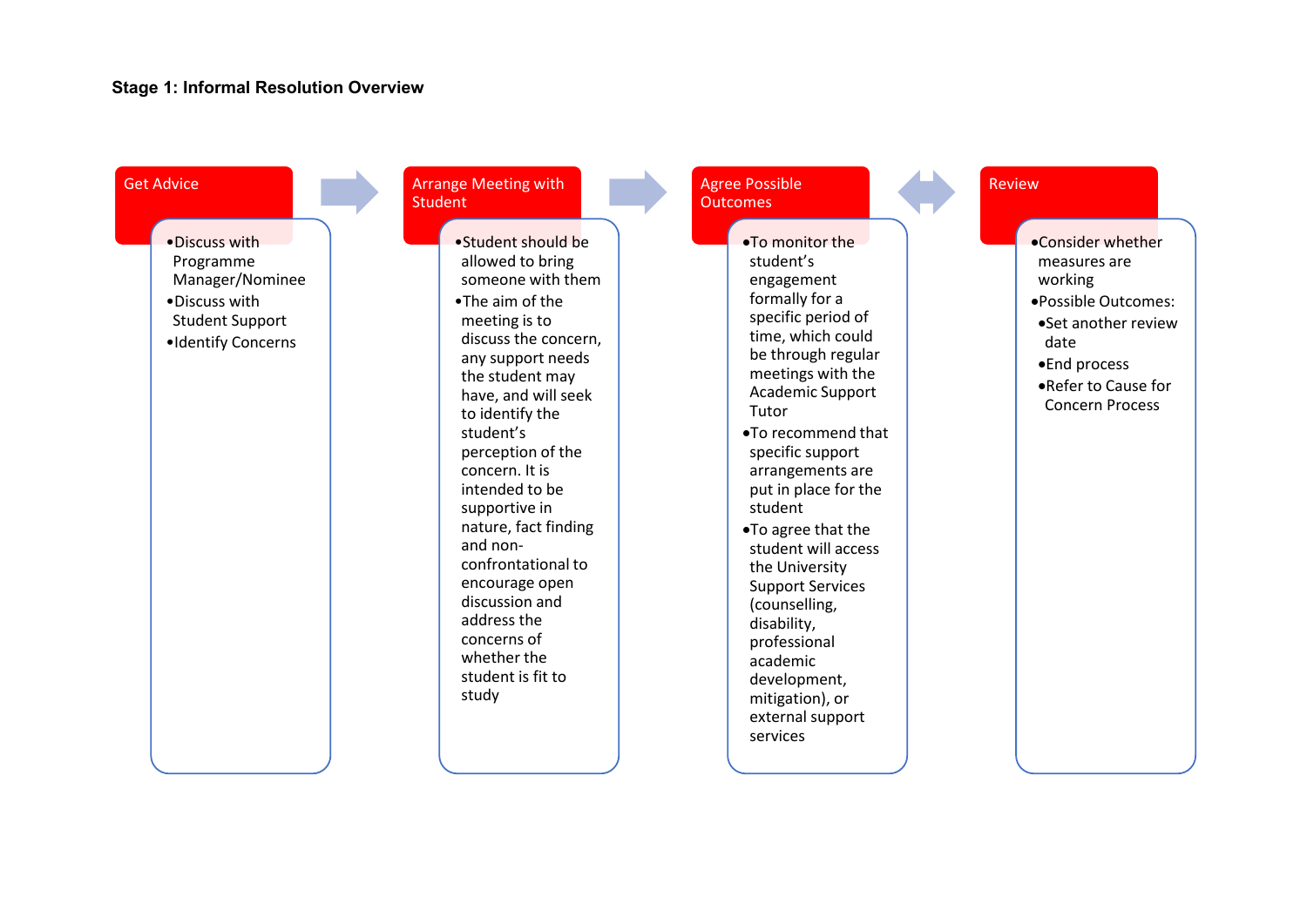**Stage 1: Informal Resolution Overview**

### Get Advice

- Discuss with Programme Manager/Nominee
- Discuss with Student Support
- Identify Concerns

### Arrange Meeting with Student

- Student should be allowed to bring someone with them
- The aim of the meeting is to discuss the concern, any support needs the student may have, and will seek to identify the student's perception of the concern. It is intended to be supportive in nature, fact finding and non-confrontational to encourage open discussion and address the concerns of whether the student is fit to study

### Agree Possible Outcomes

- To monitor the student's engagement formally for a specific period of time, which could be through regular meetings with the Academic Support Tutor
- To recommend that specific support arrangements are put in place for the student
- To agree that the student will access the University Support Services (counselling, disability, professional academic development, mitigation), or external support services

### Review

- Consider whether measures are working
- Possible Outcomes:
  - Set another review date
  - End process
  - Refer to Cause for Concern Process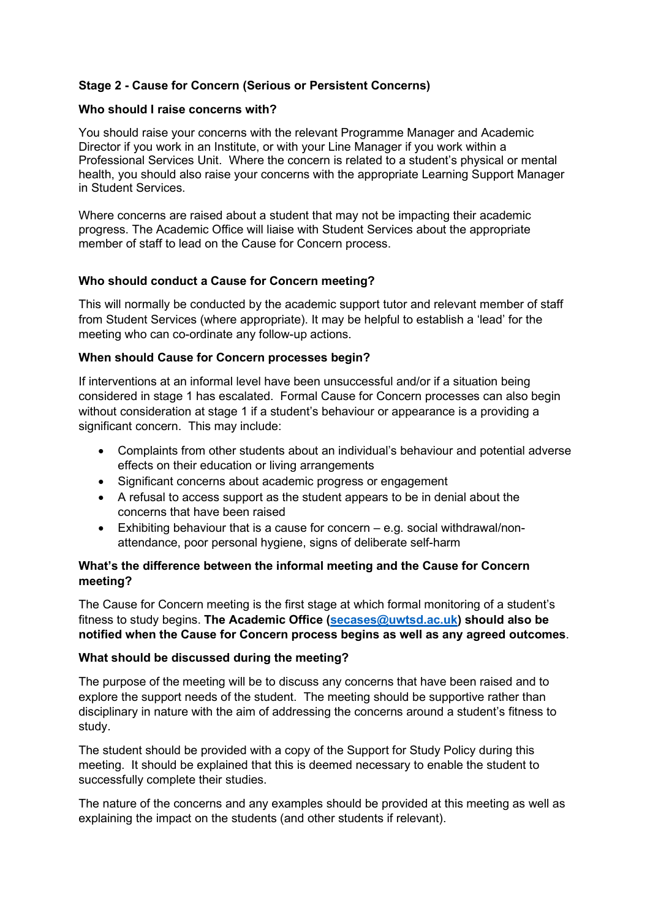**Stage 2 - Cause for Concern (Serious or Persistent Concerns)**

**Who should I raise concerns with?**

You should raise your concerns with the relevant Programme Manager and Academic Director if you work in an Institute, or with your Line Manager if you work within a Professional Services Unit. Where the concern is related to a student's physical or mental health, you should also raise your concerns with the appropriate Learning Support Manager in Student Services.

Where concerns are raised about a student that may not be impacting their academic progress. The Academic Office will liaise with Student Services about the appropriate member of staff to lead on the Cause for Concern process.

**Who should conduct a Cause for Concern meeting?**

This will normally be conducted by the academic support tutor and relevant member of staff from Student Services (where appropriate). It may be helpful to establish a 'lead' for the meeting who can co-ordinate any follow-up actions.

**When should Cause for Concern processes begin?**

If interventions at an informal level have been unsuccessful and/or if a situation being considered in stage 1 has escalated. Formal Cause for Concern processes can also begin without consideration at stage 1 if a student's behaviour or appearance is a providing a significant concern. This may include:

- Complaints from other students about an individual's behaviour and potential adverse effects on their education or living arrangements
- Significant concerns about academic progress or engagement
- A refusal to access support as the student appears to be in denial about the concerns that have been raised
- Exhibiting behaviour that is a cause for concern – e.g. social withdrawal/non-attendance, poor personal hygiene, signs of deliberate self-harm

**What's the difference between the informal meeting and the Cause for Concern meeting?**

The Cause for Concern meeting is the first stage at which formal monitoring of a student's fitness to study begins. **The Academic Office ([secases@uwtsd.ac.uk](mailto:secases@uwtsd.ac.uk)) should also be notified when the Cause for Concern process begins as well as any agreed outcomes**.

**What should be discussed during the meeting?**

The purpose of the meeting will be to discuss any concerns that have been raised and to explore the support needs of the student. The meeting should be supportive rather than disciplinary in nature with the aim of addressing the concerns around a student's fitness to study.

The student should be provided with a copy of the Support for Study Policy during this meeting. It should be explained that this is deemed necessary to enable the student to successfully complete their studies.

The nature of the concerns and any examples should be provided at this meeting as well as explaining the impact on the students (and other students if relevant).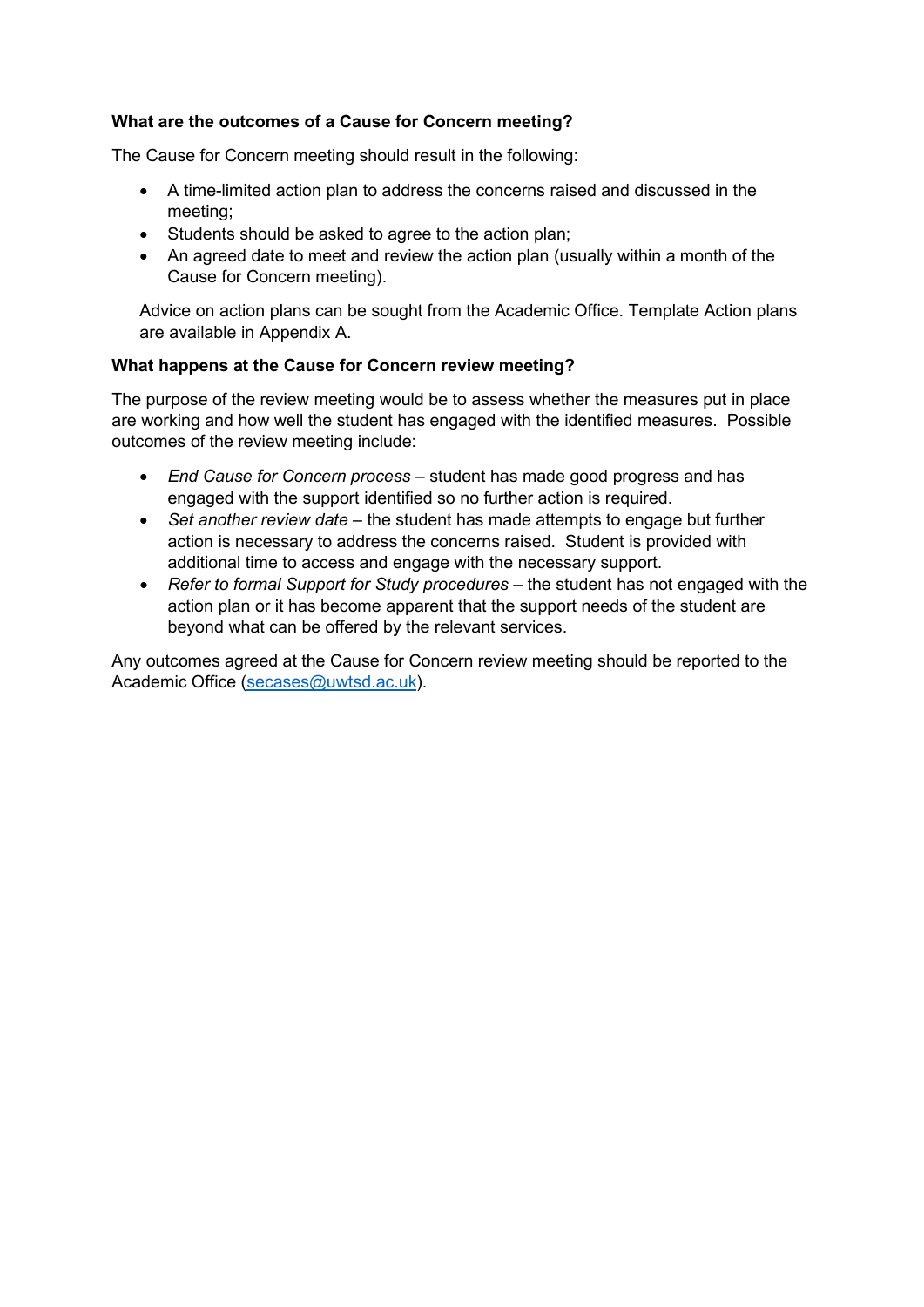**What are the outcomes of a Cause for Concern meeting?**

The Cause for Concern meeting should result in the following:

- A time-limited action plan to address the concerns raised and discussed in the meeting;
- Students should be asked to agree to the action plan;
- An agreed date to meet and review the action plan (usually within a month of the Cause for Concern meeting).

Advice on action plans can be sought from the Academic Office. Template Action plans are available in Appendix A.

**What happens at the Cause for Concern review meeting?**

The purpose of the review meeting would be to assess whether the measures put in place are working and how well the student has engaged with the identified measures. Possible outcomes of the review meeting include:

- *End Cause for Concern process* – student has made good progress and has engaged with the support identified so no further action is required.
- *Set another review date* – the student has made attempts to engage but further action is necessary to address the concerns raised. Student is provided with additional time to access and engage with the necessary support.
- *Refer to formal Support for Study procedures* – the student has not engaged with the action plan or it has become apparent that the support needs of the student are beyond what can be offered by the relevant services.

Any outcomes agreed at the Cause for Concern review meeting should be reported to the Academic Office (secases@uwtsd.ac.uk).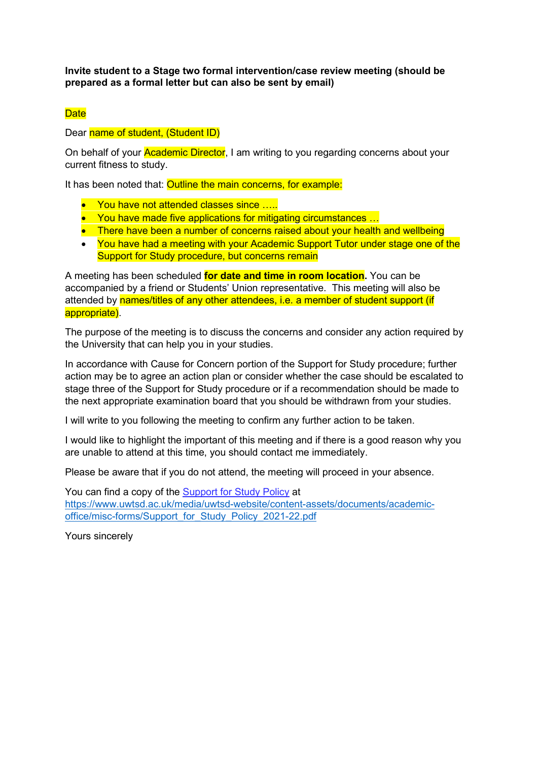**Invite student to a Stage two formal intervention/case review meeting (should be prepared as a formal letter but can also be sent by email)**

Date

Dear name of student, (Student ID)

On behalf of your Academic Director, I am writing to you regarding concerns about your current fitness to study.

It has been noted that: Outline the main concerns, for example:

- You have not attended classes since …..
- You have made five applications for mitigating circumstances …
- There have been a number of concerns raised about your health and wellbeing
- You have had a meeting with your Academic Support Tutor under stage one of the Support for Study procedure, but concerns remain

A meeting has been scheduled **for date and time in room location.** You can be accompanied by a friend or Students' Union representative. This meeting will also be attended by names/titles of any other attendees, i.e. a member of student support (if appropriate).

The purpose of the meeting is to discuss the concerns and consider any action required by the University that can help you in your studies.

In accordance with Cause for Concern portion of the Support for Study procedure; further action may be to agree an action plan or consider whether the case should be escalated to stage three of the Support for Study procedure or if a recommendation should be made to the next appropriate examination board that you should be withdrawn from your studies.

I will write to you following the meeting to confirm any further action to be taken.

I would like to highlight the important of this meeting and if there is a good reason why you are unable to attend at this time, you should contact me immediately.

Please be aware that if you do not attend, the meeting will proceed in your absence.

You can find a copy of the [Support for Study Policy](https://www.uwtsd.ac.uk/media/uwtsd-website/content-assets/documents/academic-office/misc-forms/Support_for_Study_Policy_2021-22.pdf) at https://www.uwtsd.ac.uk/media/uwtsd-website/content-assets/documents/academic-office/misc-forms/Support_for_Study_Policy_2021-22.pdf

Yours sincerely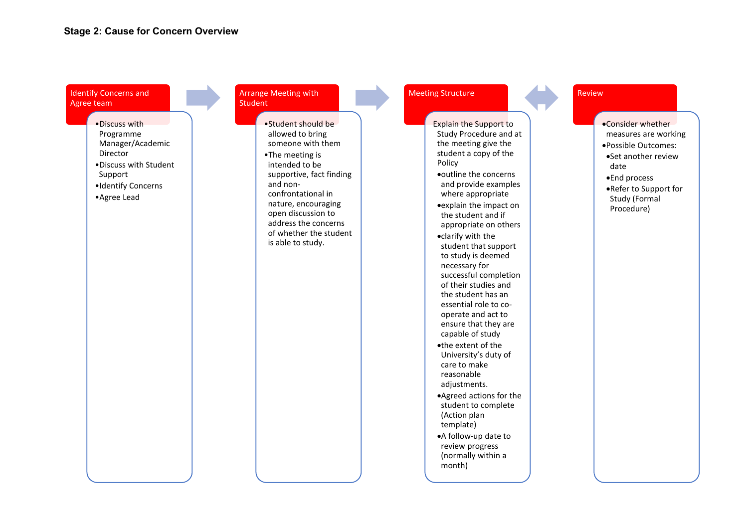**Stage 2: Cause for Concern Overview**

### Identify Concerns and Agree team

- Discuss with Programme Manager/Academic Director
- Discuss with Student Support
- Identify Concerns
- Agree Lead

### Arrange Meeting with Student

- Student should be allowed to bring someone with them
- The meeting is intended to be supportive, fact finding and non-confrontational in nature, encouraging open discussion to address the concerns of whether the student is able to study.

### Meeting Structure

Explain the Support to Study Procedure and at the meeting give the student a copy of the Policy

- outline the concerns and provide examples where appropriate
- explain the impact on the student and if appropriate on others
- clarify with the student that support to study is deemed necessary for successful completion of their studies and the student has an essential role to co-operate and act to ensure that they are capable of study
- the extent of the University's duty of care to make reasonable adjustments.
- Agreed actions for the student to complete (Action plan template)
- A follow-up date to review progress (normally within a month)

### Review

- Consider whether measures are working
- Possible Outcomes:
  - Set another review date
  - End process
  - Refer to Support for Study (Formal Procedure)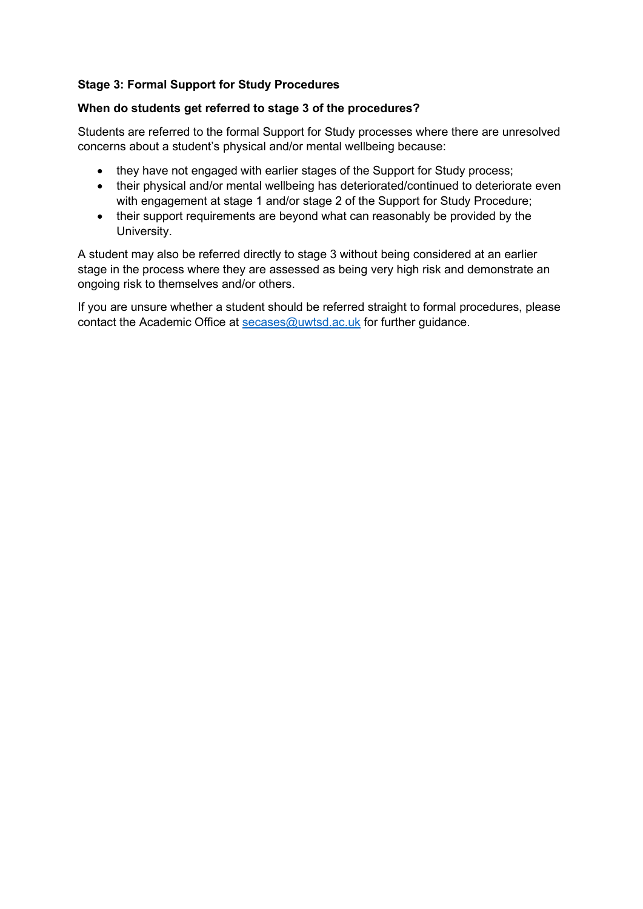**Stage 3: Formal Support for Study Procedures**

**When do students get referred to stage 3 of the procedures?**

Students are referred to the formal Support for Study processes where there are unresolved concerns about a student's physical and/or mental wellbeing because:

- they have not engaged with earlier stages of the Support for Study process;
- their physical and/or mental wellbeing has deteriorated/continued to deteriorate even with engagement at stage 1 and/or stage 2 of the Support for Study Procedure;
- their support requirements are beyond what can reasonably be provided by the University.

A student may also be referred directly to stage 3 without being considered at an earlier stage in the process where they are assessed as being very high risk and demonstrate an ongoing risk to themselves and/or others.

If you are unsure whether a student should be referred straight to formal procedures, please contact the Academic Office at secases@uwtsd.ac.uk for further guidance.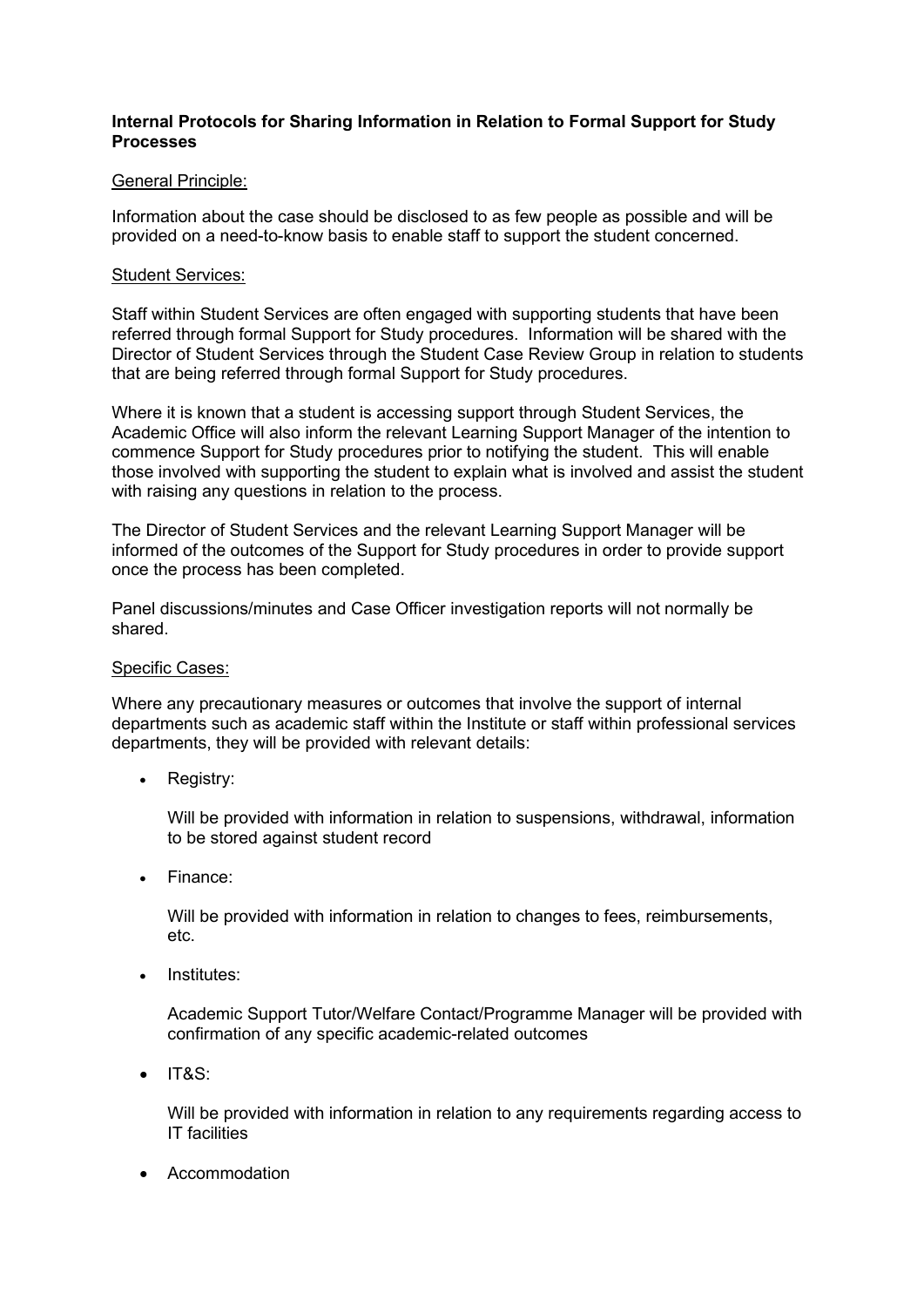**Internal Protocols for Sharing Information in Relation to Formal Support for Study Processes**

General Principle:

Information about the case should be disclosed to as few people as possible and will be provided on a need-to-know basis to enable staff to support the student concerned.

Student Services:

Staff within Student Services are often engaged with supporting students that have been referred through formal Support for Study procedures. Information will be shared with the Director of Student Services through the Student Case Review Group in relation to students that are being referred through formal Support for Study procedures.

Where it is known that a student is accessing support through Student Services, the Academic Office will also inform the relevant Learning Support Manager of the intention to commence Support for Study procedures prior to notifying the student. This will enable those involved with supporting the student to explain what is involved and assist the student with raising any questions in relation to the process.

The Director of Student Services and the relevant Learning Support Manager will be informed of the outcomes of the Support for Study procedures in order to provide support once the process has been completed.

Panel discussions/minutes and Case Officer investigation reports will not normally be shared.

Specific Cases:

Where any precautionary measures or outcomes that involve the support of internal departments such as academic staff within the Institute or staff within professional services departments, they will be provided with relevant details:

- Registry:

  Will be provided with information in relation to suspensions, withdrawal, information to be stored against student record

- Finance:

  Will be provided with information in relation to changes to fees, reimbursements, etc.

- Institutes:

  Academic Support Tutor/Welfare Contact/Programme Manager will be provided with confirmation of any specific academic-related outcomes

- IT&S:

  Will be provided with information in relation to any requirements regarding access to IT facilities

- Accommodation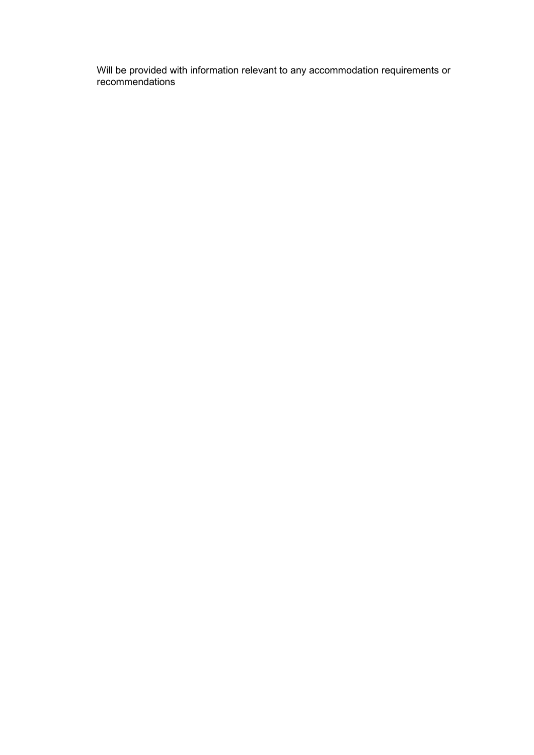Will be provided with information relevant to any accommodation requirements or recommendations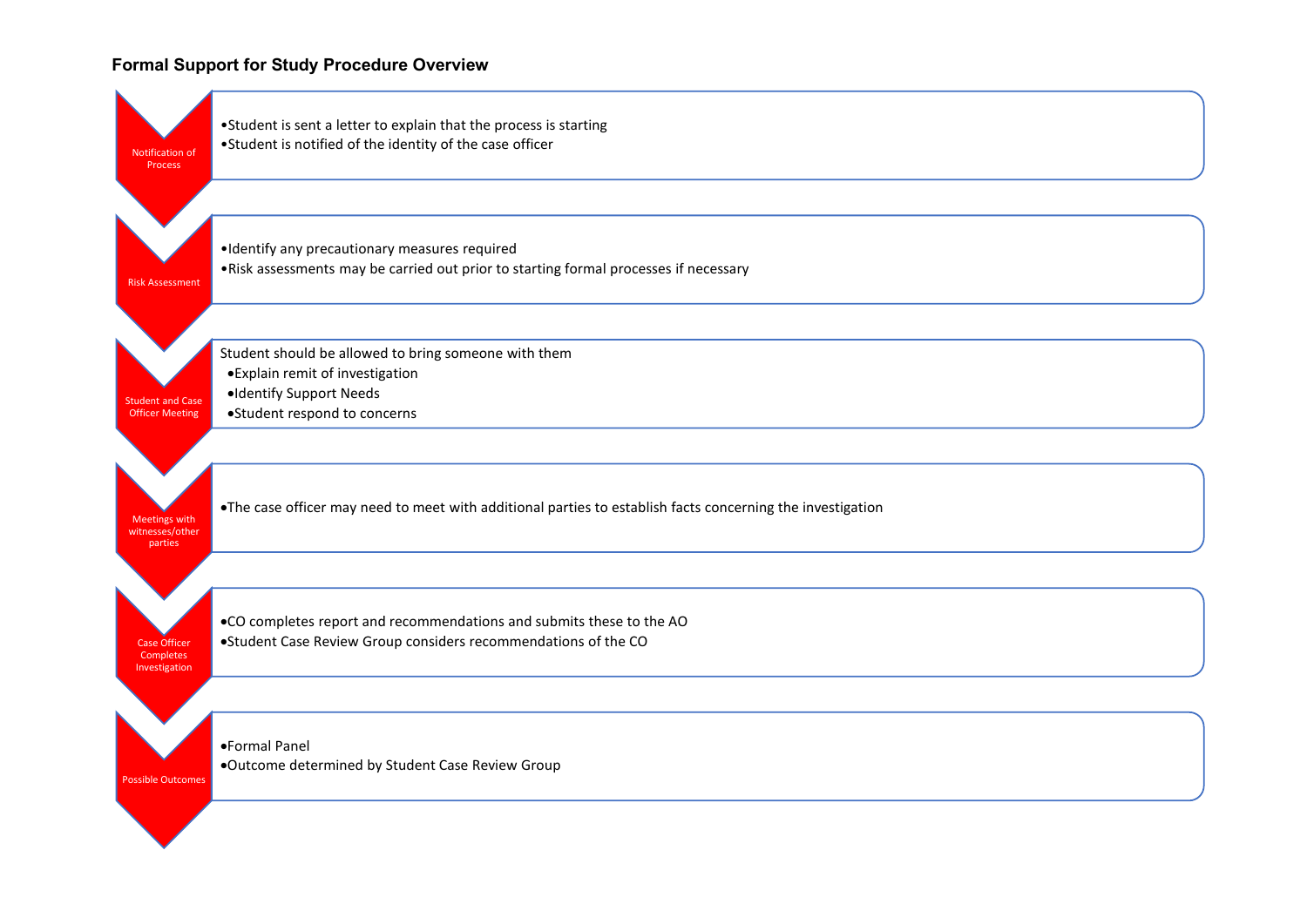## Formal Support for Study Procedure Overview

**Notification of Process**

- Student is sent a letter to explain that the process is starting
- Student is notified of the identity of the case officer

**Risk Assessment**

- Identify any precautionary measures required
- Risk assessments may be carried out prior to starting formal processes if necessary

**Student and Case Officer Meeting**

Student should be allowed to bring someone with them

- Explain remit of investigation
- Identify Support Needs
- Student respond to concerns

**Meetings with witnesses/other parties**

- The case officer may need to meet with additional parties to establish facts concerning the investigation

**Case Officer Completes Investigation**

- CO completes report and recommendations and submits these to the AO
- Student Case Review Group considers recommendations of the CO

**Possible Outcomes**

- Formal Panel
- Outcome determined by Student Case Review Group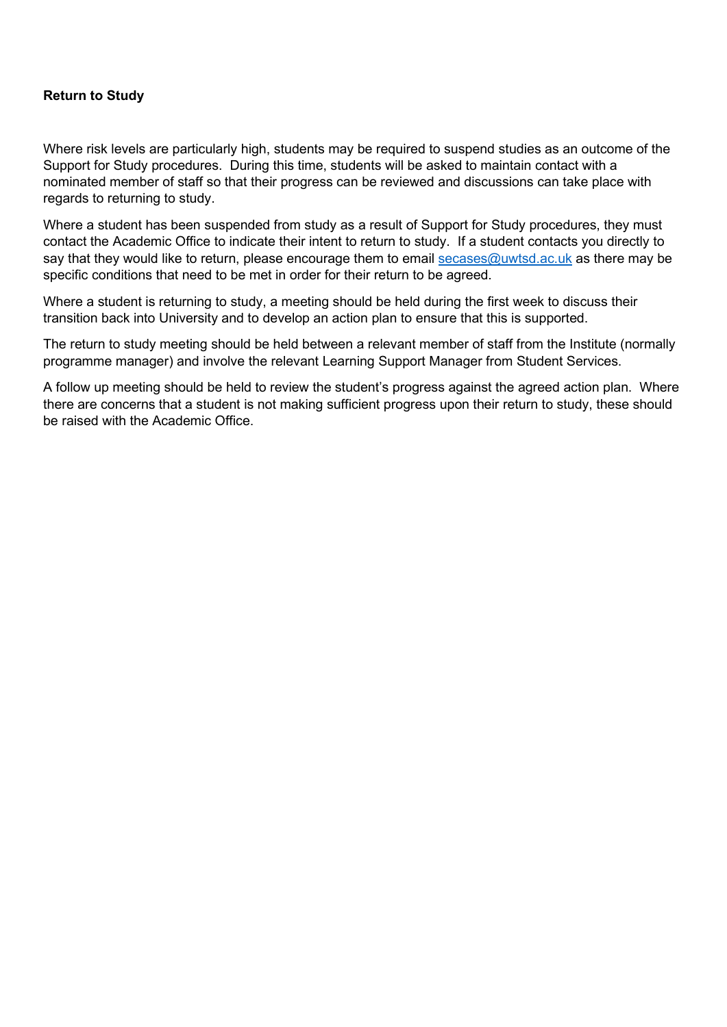**Return to Study**

Where risk levels are particularly high, students may be required to suspend studies as an outcome of the Support for Study procedures. During this time, students will be asked to maintain contact with a nominated member of staff so that their progress can be reviewed and discussions can take place with regards to returning to study.

Where a student has been suspended from study as a result of Support for Study procedures, they must contact the Academic Office to indicate their intent to return to study. If a student contacts you directly to say that they would like to return, please encourage them to email secases@uwtsd.ac.uk as there may be specific conditions that need to be met in order for their return to be agreed.

Where a student is returning to study, a meeting should be held during the first week to discuss their transition back into University and to develop an action plan to ensure that this is supported.

The return to study meeting should be held between a relevant member of staff from the Institute (normally programme manager) and involve the relevant Learning Support Manager from Student Services.

A follow up meeting should be held to review the student's progress against the agreed action plan. Where there are concerns that a student is not making sufficient progress upon their return to study, these should be raised with the Academic Office.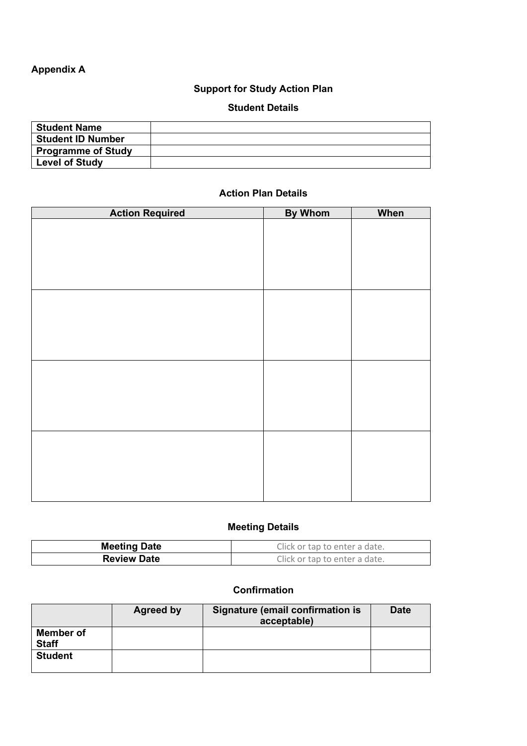**Appendix A**

## Support for Study Action Plan

### Student Details

| | |
|---|---|
| **Student Name** | |
| **Student ID Number** | |
| **Programme of Study** | |
| **Level of Study** | |

### Action Plan Details

| Action Required | By Whom | When |
|---|---|---|
| | | |
| | | |
| | | |
| | | |

### Meeting Details

| | |
|---|---|
| **Meeting Date** | Click or tap to enter a date. |
| **Review Date** | Click or tap to enter a date. |

### Confirmation

| | Agreed by | Signature (email confirmation is acceptable) | Date |
|---|---|---|---|
| **Member of Staff** | | | |
| **Student** | | | |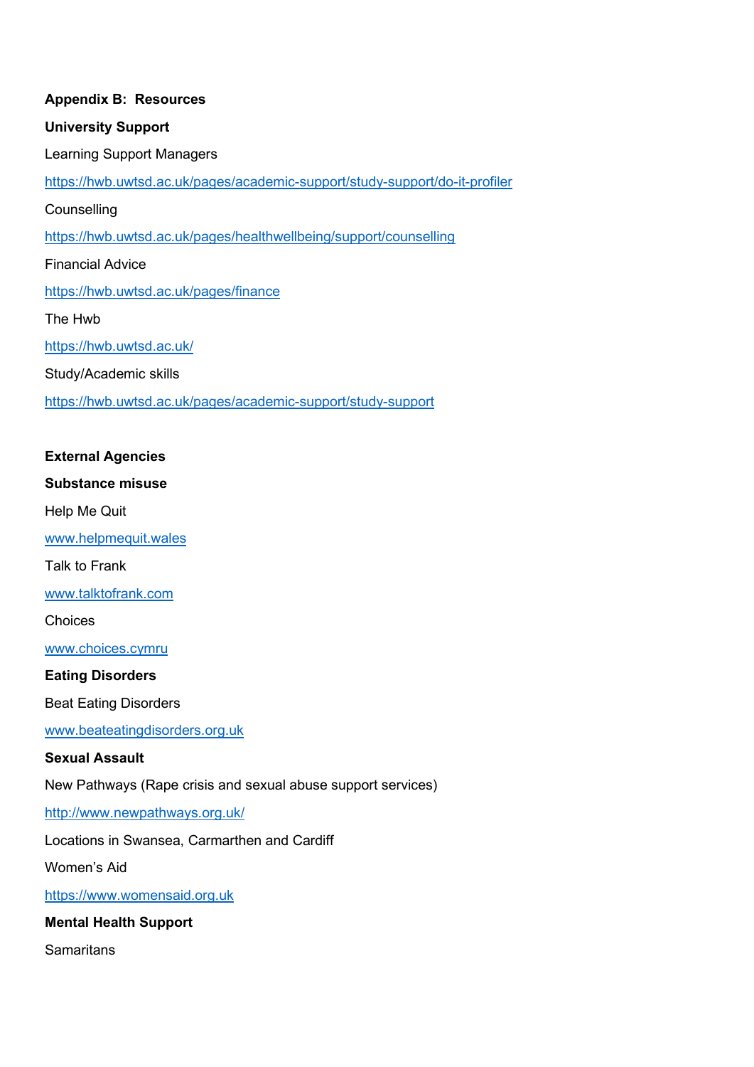**Appendix B: Resources**

**University Support**

Learning Support Managers

https://hwb.uwtsd.ac.uk/pages/academic-support/study-support/do-it-profiler

Counselling

https://hwb.uwtsd.ac.uk/pages/healthwellbeing/support/counselling

Financial Advice

https://hwb.uwtsd.ac.uk/pages/finance

The Hwb

https://hwb.uwtsd.ac.uk/

Study/Academic skills

https://hwb.uwtsd.ac.uk/pages/academic-support/study-support

**External Agencies**

**Substance misuse**

Help Me Quit

www.helpmequit.wales

Talk to Frank

www.talktofrank.com

Choices

www.choices.cymru

**Eating Disorders**

Beat Eating Disorders

www.beateatingdisorders.org.uk

**Sexual Assault**

New Pathways (Rape crisis and sexual abuse support services)

http://www.newpathways.org.uk/

Locations in Swansea, Carmarthen and Cardiff

Women's Aid

https://www.womensaid.org.uk

**Mental Health Support**

Samaritans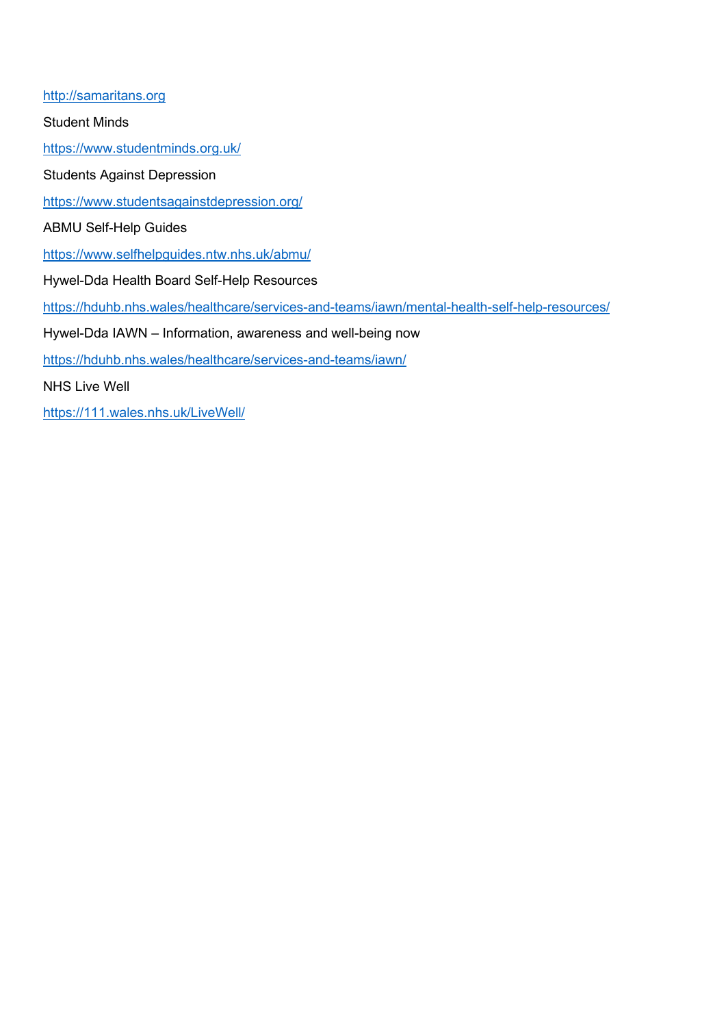http://samaritans.org

Student Minds

https://www.studentminds.org.uk/

Students Against Depression

https://www.studentsagainstdepression.org/

ABMU Self-Help Guides

https://www.selfhelpguides.ntw.nhs.uk/abmu/

Hywel-Dda Health Board Self-Help Resources

https://hduhb.nhs.wales/healthcare/services-and-teams/iawn/mental-health-self-help-resources/

Hywel-Dda IAWN – Information, awareness and well-being now

https://hduhb.nhs.wales/healthcare/services-and-teams/iawn/

NHS Live Well

https://111.wales.nhs.uk/LiveWell/